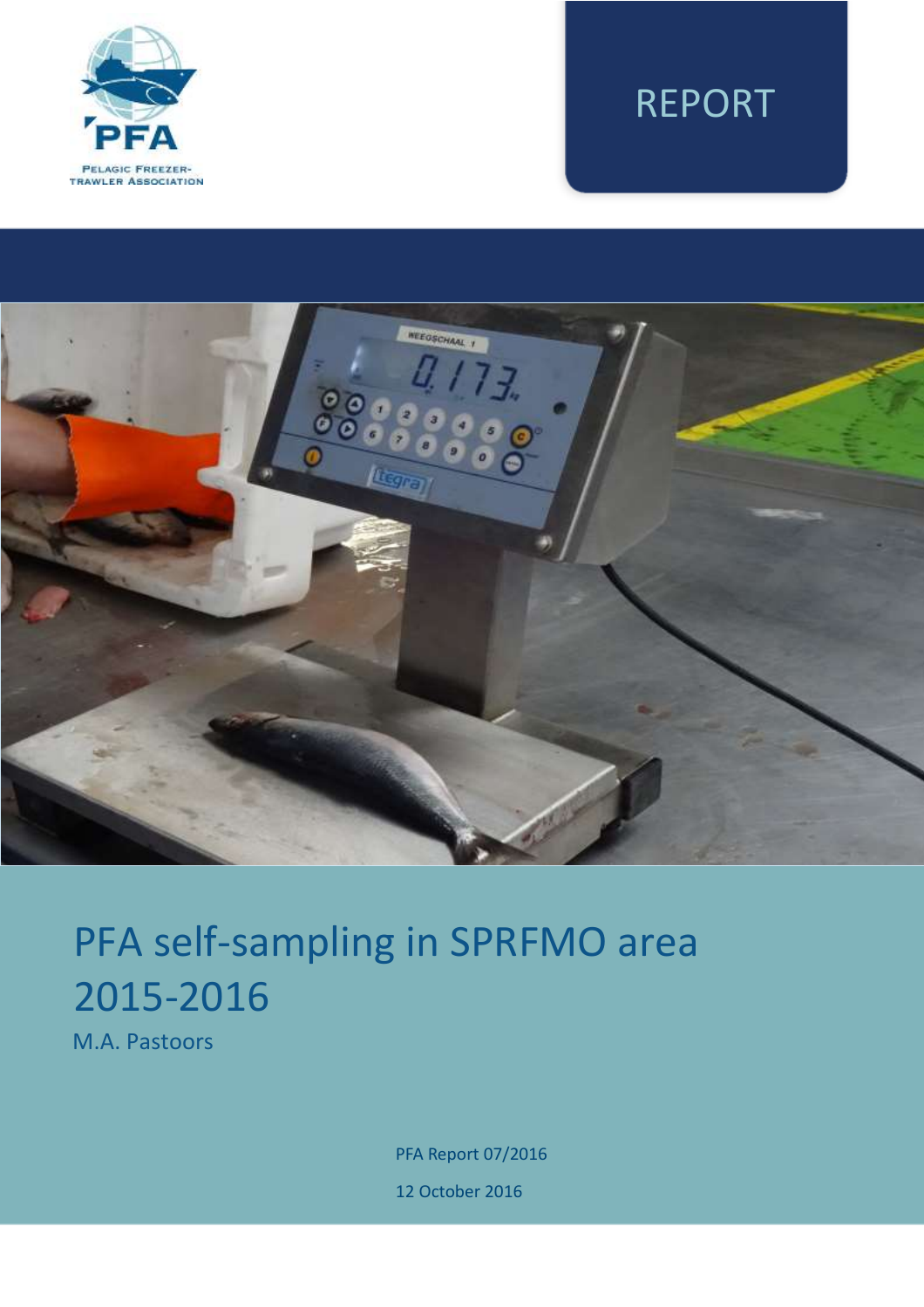PFA

Pelagic Freezer-Trawler Association

REPORT

# PFA self-sampling in SPRFMO area 2015-2016

M.A. Pastoors

PFA Report 07/2016

12 October 2016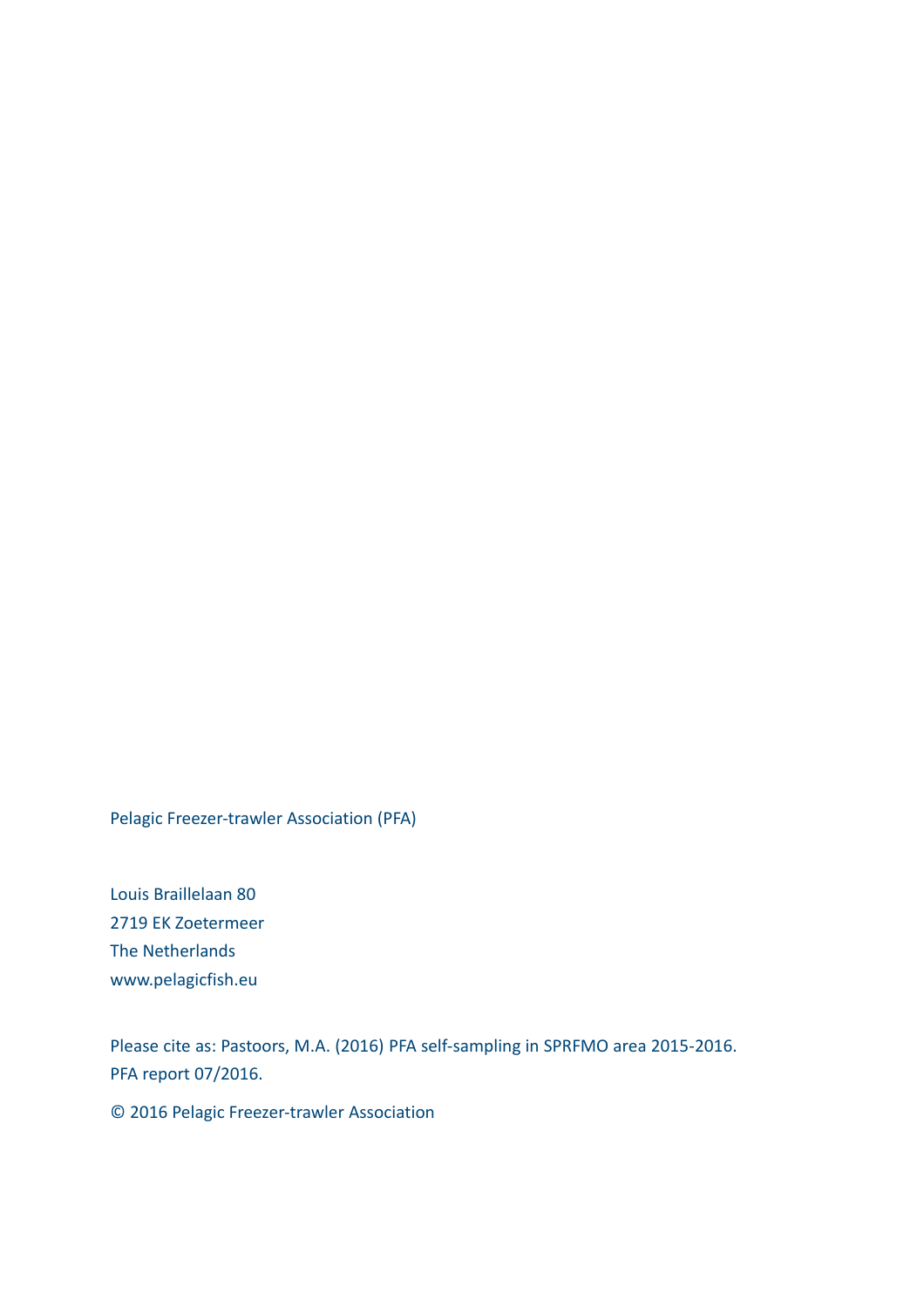Pelagic Freezer-trawler Association (PFA)

Louis Braillelaan 80  
2719 EK Zoetermeer  
The Netherlands  
www.pelagicfish.eu

Please cite as: Pastoors, M.A. (2016) PFA self-sampling in SPRFMO area 2015-2016. PFA report 07/2016.

© 2016 Pelagic Freezer-trawler Association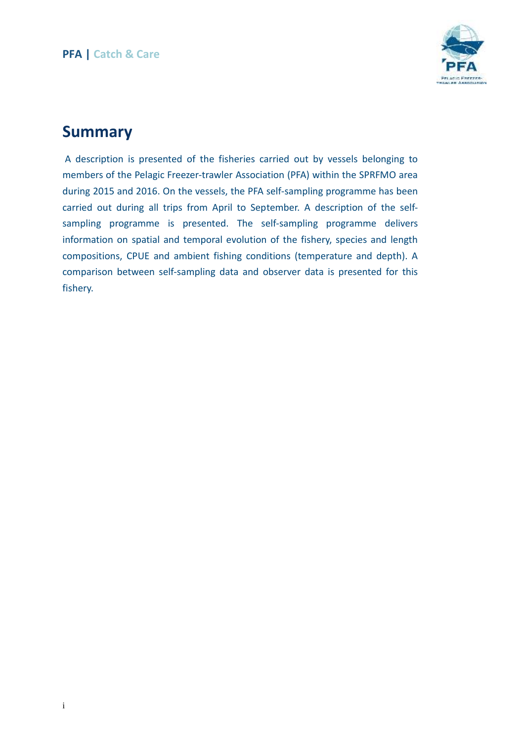# Summary

A description is presented of the fisheries carried out by vessels belonging to members of the Pelagic Freezer-trawler Association (PFA) within the SPRFMO area during 2015 and 2016. On the vessels, the PFA self-sampling programme has been carried out during all trips from April to September. A description of the self-sampling programme is presented. The self-sampling programme delivers information on spatial and temporal evolution of the fishery, species and length compositions, CPUE and ambient fishing conditions (temperature and depth). A comparison between self-sampling data and observer data is presented for this fishery.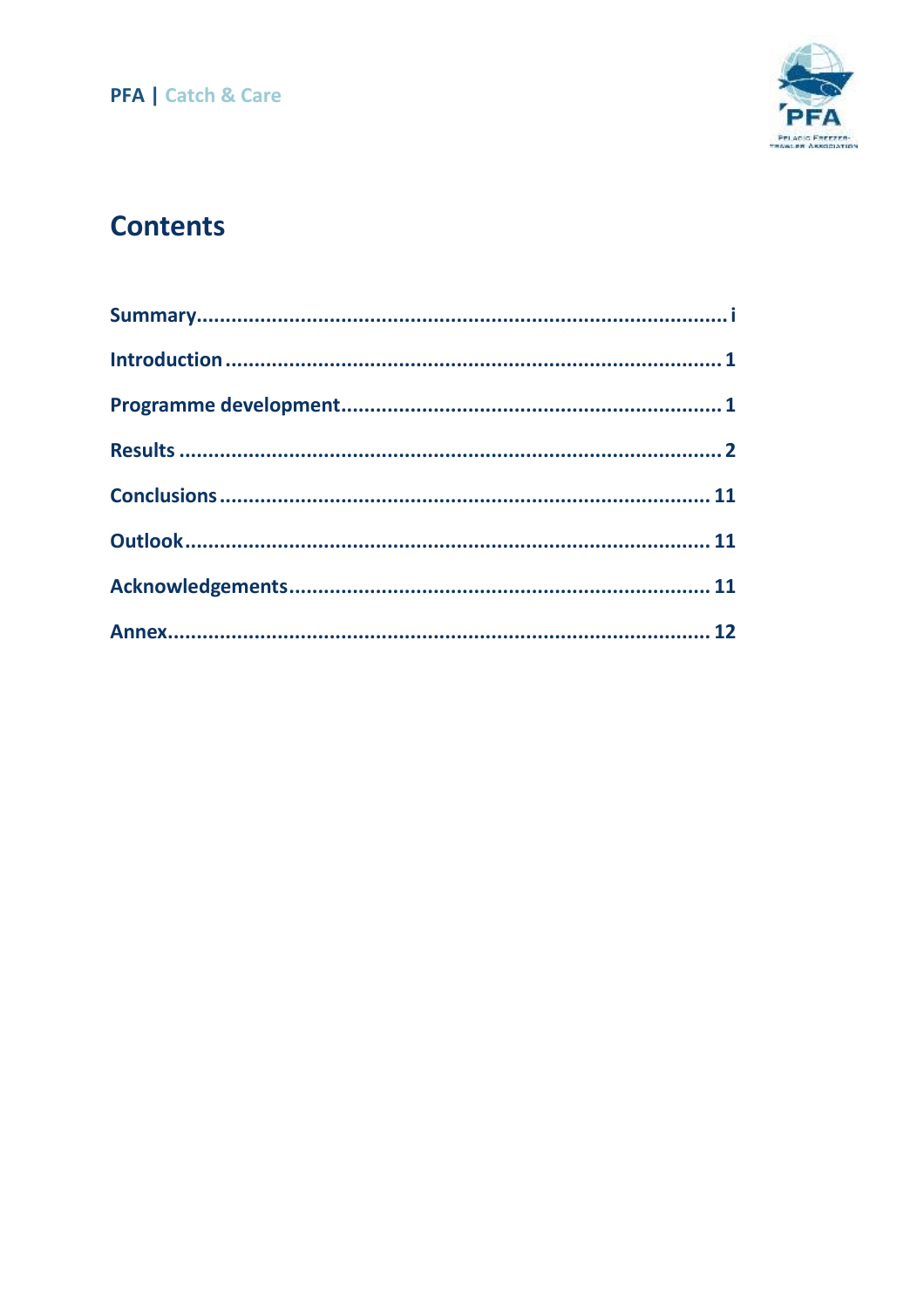# Contents

| | |
|---|---|
| **Summary** | **i** |
| **Introduction** | **1** |
| **Programme development** | **1** |
| **Results** | **2** |
| **Conclusions** | **11** |
| **Outlook** | **11** |
| **Acknowledgements** | **11** |
| **Annex** | **12** |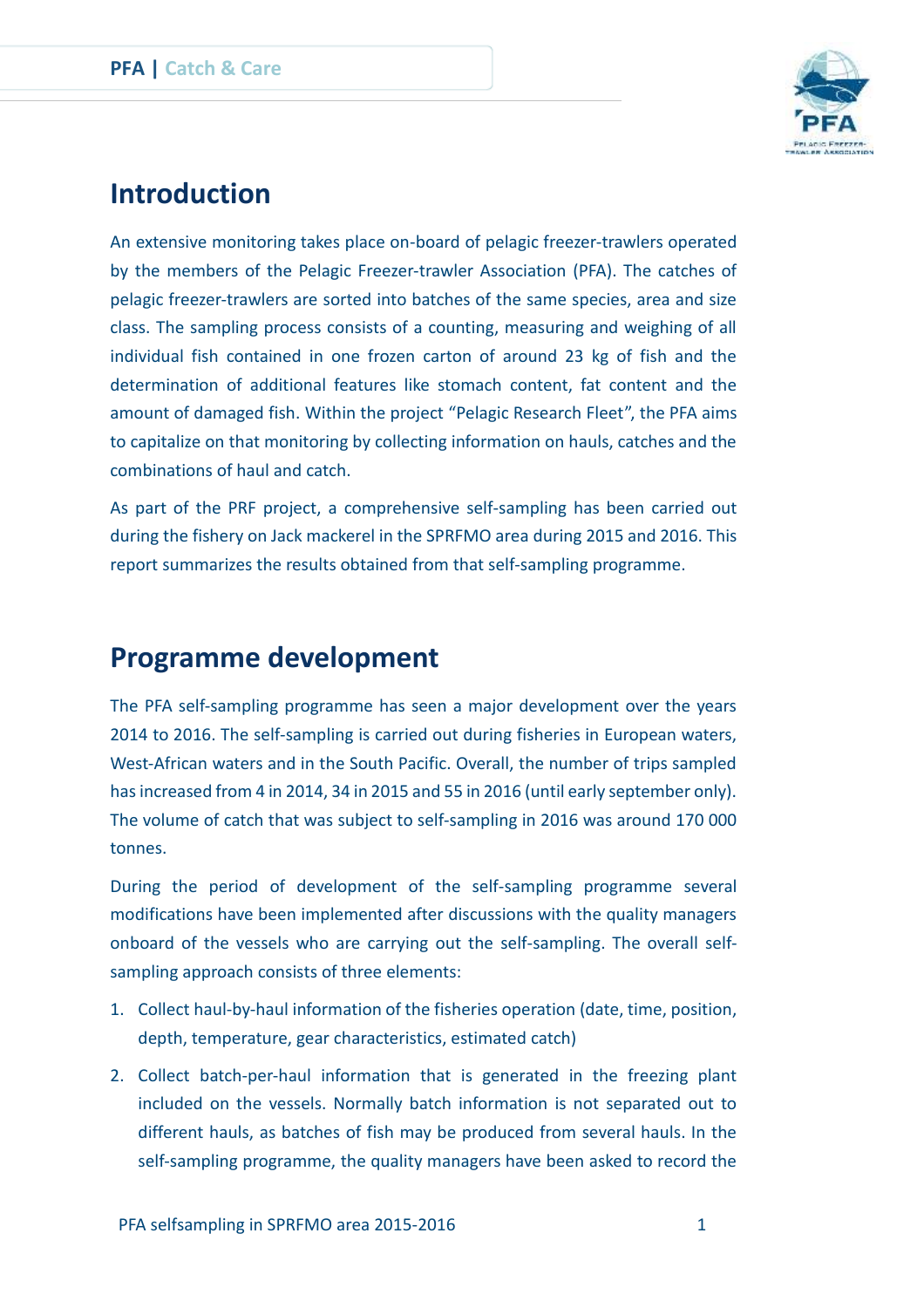# Introduction

An extensive monitoring takes place on-board of pelagic freezer-trawlers operated by the members of the Pelagic Freezer-trawler Association (PFA). The catches of pelagic freezer-trawlers are sorted into batches of the same species, area and size class. The sampling process consists of a counting, measuring and weighing of all individual fish contained in one frozen carton of around 23 kg of fish and the determination of additional features like stomach content, fat content and the amount of damaged fish. Within the project "Pelagic Research Fleet", the PFA aims to capitalize on that monitoring by collecting information on hauls, catches and the combinations of haul and catch.

As part of the PRF project, a comprehensive self-sampling has been carried out during the fishery on Jack mackerel in the SPRFMO area during 2015 and 2016. This report summarizes the results obtained from that self-sampling programme.

# Programme development

The PFA self-sampling programme has seen a major development over the years 2014 to 2016. The self-sampling is carried out during fisheries in European waters, West-African waters and in the South Pacific. Overall, the number of trips sampled has increased from 4 in 2014, 34 in 2015 and 55 in 2016 (until early september only). The volume of catch that was subject to self-sampling in 2016 was around 170 000 tonnes.

During the period of development of the self-sampling programme several modifications have been implemented after discussions with the quality managers onboard of the vessels who are carrying out the self-sampling. The overall self-sampling approach consists of three elements:

1. Collect haul-by-haul information of the fisheries operation (date, time, position, depth, temperature, gear characteristics, estimated catch)
2. Collect batch-per-haul information that is generated in the freezing plant included on the vessels. Normally batch information is not separated out to different hauls, as batches of fish may be produced from several hauls. In the self-sampling programme, the quality managers have been asked to record the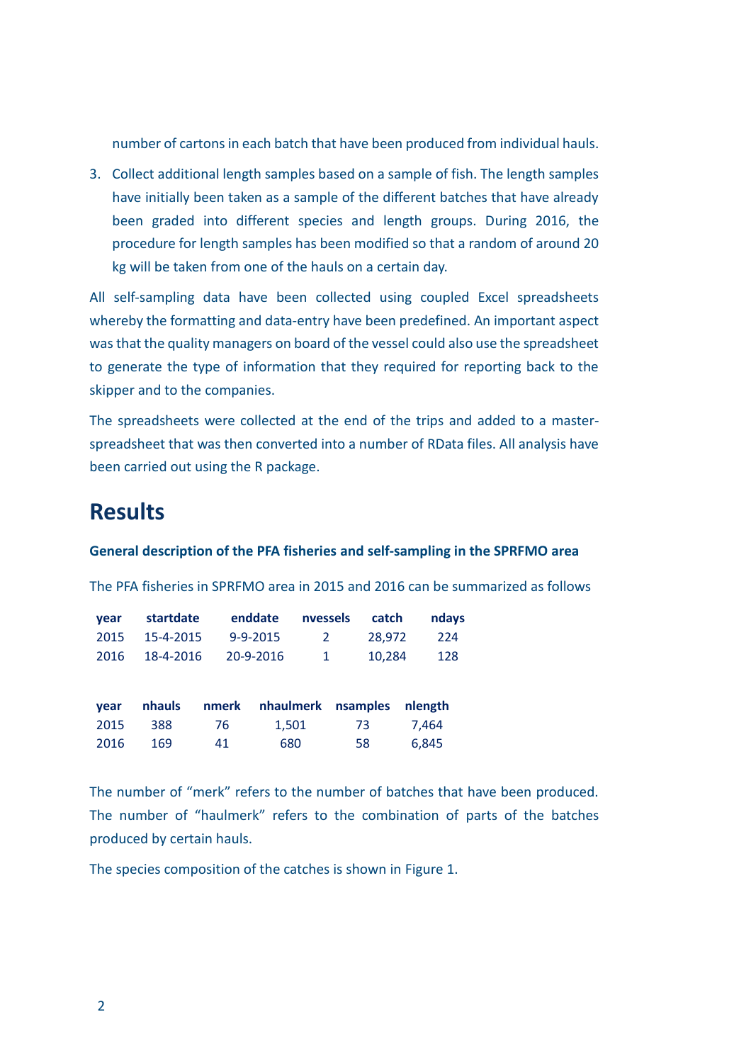number of cartons in each batch that have been produced from individual hauls.

3. Collect additional length samples based on a sample of fish. The length samples have initially been taken as a sample of the different batches that have already been graded into different species and length groups. During 2016, the procedure for length samples has been modified so that a random of around 20 kg will be taken from one of the hauls on a certain day.

All self-sampling data have been collected using coupled Excel spreadsheets whereby the formatting and data-entry have been predefined. An important aspect was that the quality managers on board of the vessel could also use the spreadsheet to generate the type of information that they required for reporting back to the skipper and to the companies.

The spreadsheets were collected at the end of the trips and added to a master-spreadsheet that was then converted into a number of RData files. All analysis have been carried out using the R package.

# Results

**General description of the PFA fisheries and self-sampling in the SPRFMO area**

The PFA fisheries in SPRFMO area in 2015 and 2016 can be summarized as follows

| year | startdate | enddate | nvessels | catch | ndays |
|---|---|---|---|---|---|
| 2015 | 15-4-2015 | 9-9-2015 | 2 | 28,972 | 224 |
| 2016 | 18-4-2016 | 20-9-2016 | 1 | 10,284 | 128 |

| year | nhauls | nmerk | nhaulmerk | nsamples | nlength |
|---|---|---|---|---|---|
| 2015 | 388 | 76 | 1,501 | 73 | 7,464 |
| 2016 | 169 | 41 | 680 | 58 | 6,845 |

The number of "merk" refers to the number of batches that have been produced. The number of "haulmerk" refers to the combination of parts of the batches produced by certain hauls.

The species composition of the catches is shown in Figure 1.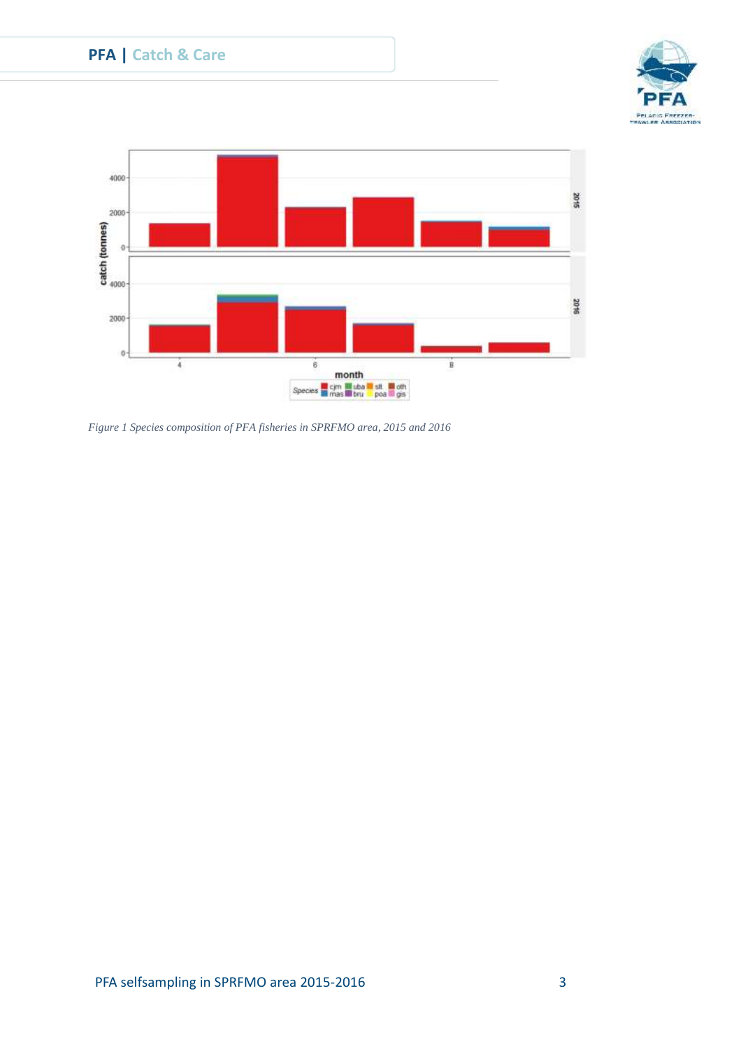*Figure 1 Species composition of PFA fisheries in SPRFMO area, 2015 and 2016*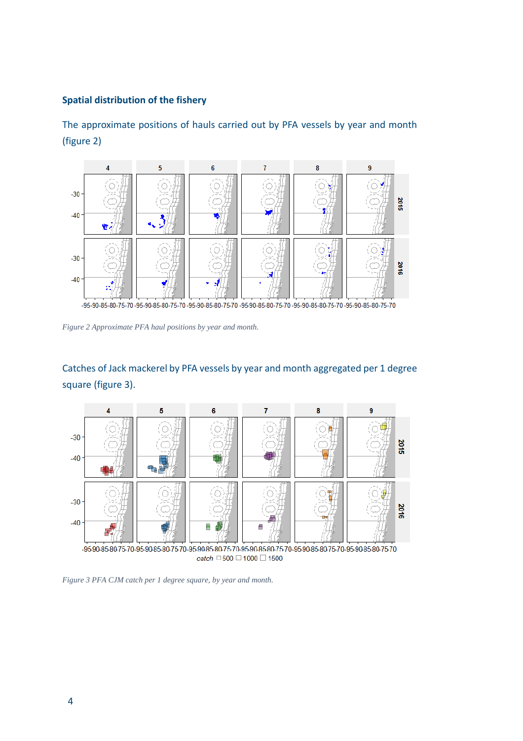## Spatial distribution of the fishery

The approximate positions of hauls carried out by PFA vessels by year and month (figure 2)

*Figure 2 Approximate PFA haul positions by year and month.*

Catches of Jack mackerel by PFA vessels by year and month aggregated per 1 degree square (figure 3).

*Figure 3 PFA CJM catch per 1 degree square, by year and month.*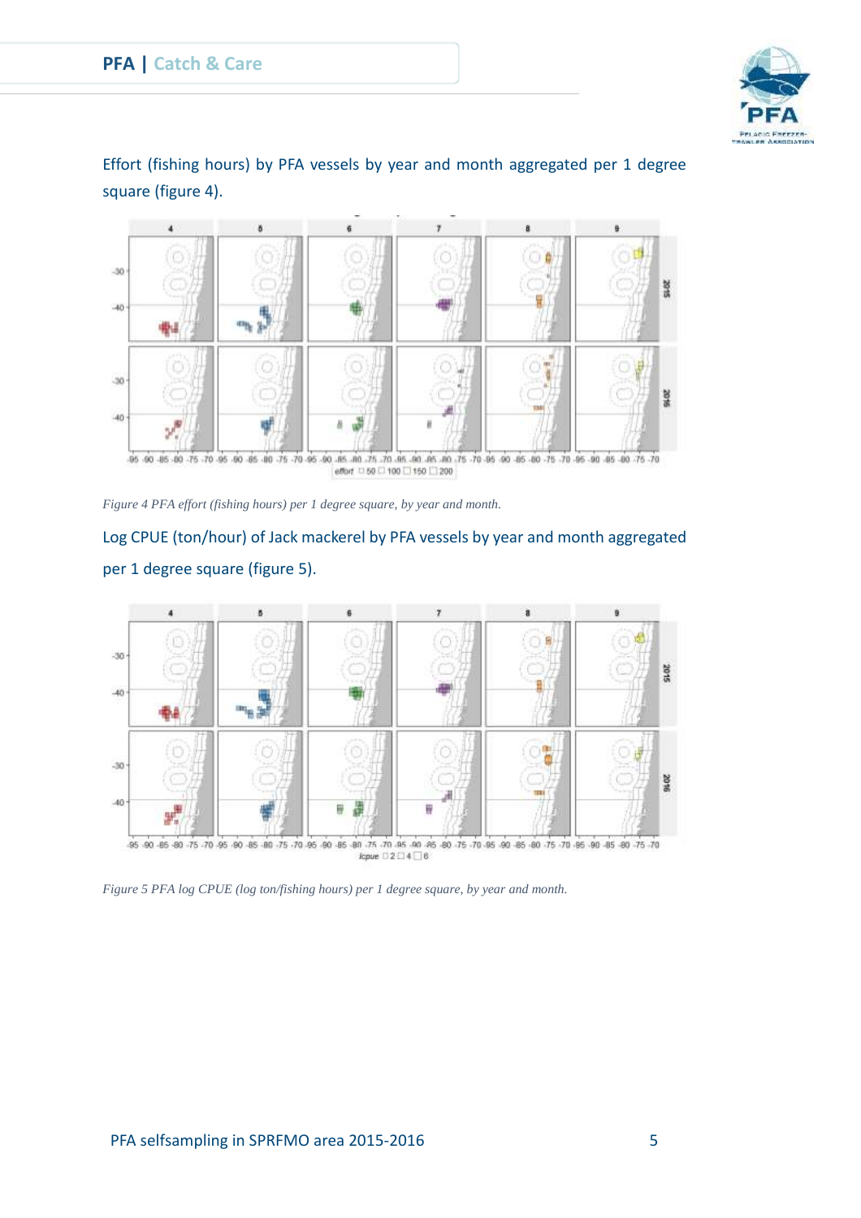Effort (fishing hours) by PFA vessels by year and month aggregated per 1 degree square (figure 4).

*Figure 4 PFA effort (fishing hours) per 1 degree square, by year and month.*

Log CPUE (ton/hour) of Jack mackerel by PFA vessels by year and month aggregated per 1 degree square (figure 5).

*Figure 5 PFA log CPUE (log ton/fishing hours) per 1 degree square, by year and month.*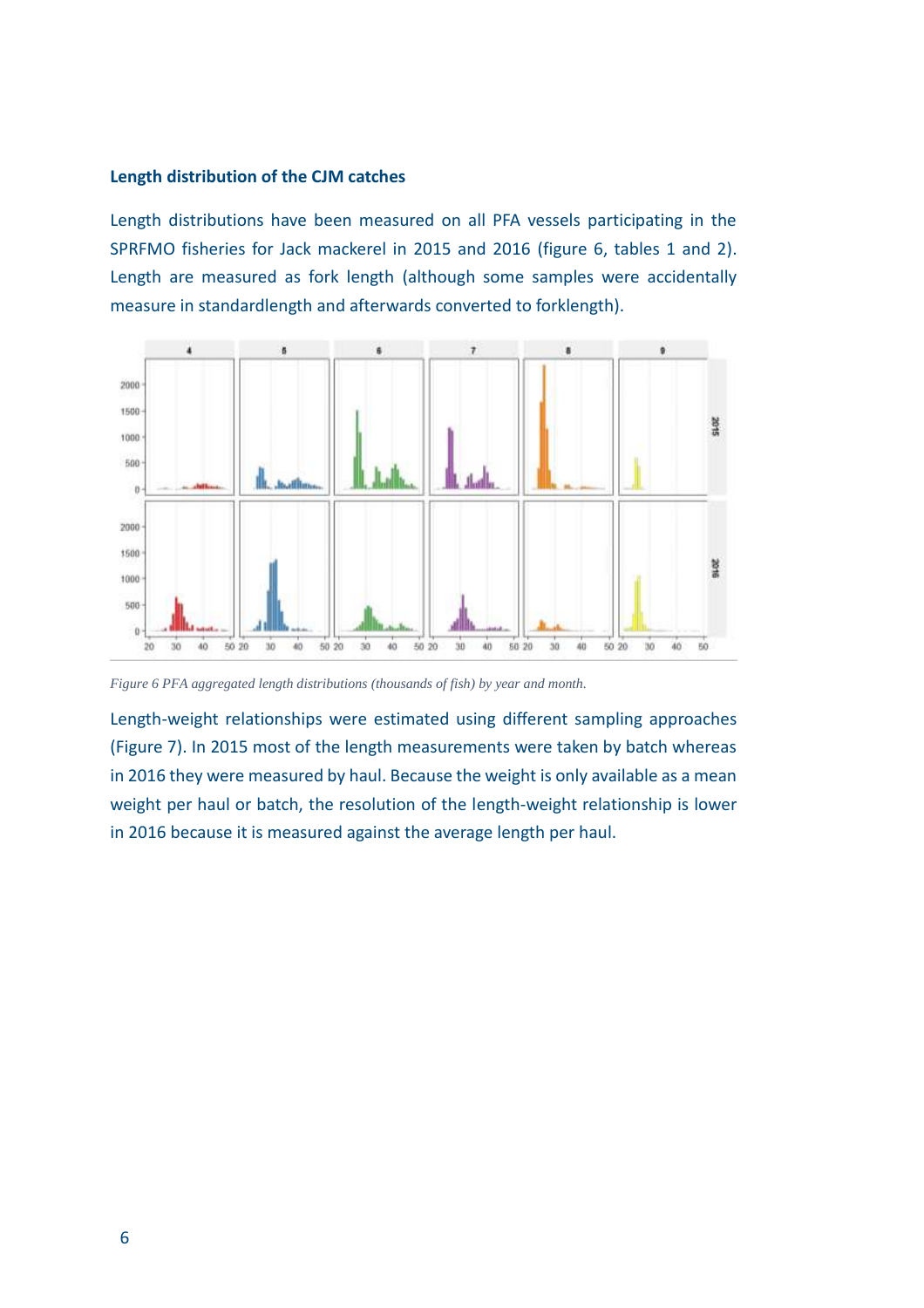### Length distribution of the CJM catches

Length distributions have been measured on all PFA vessels participating in the SPRFMO fisheries for Jack mackerel in 2015 and 2016 (figure 6, tables 1 and 2). Length are measured as fork length (although some samples were accidentally measure in standardlength and afterwards converted to forklength).

*Figure 6 PFA aggregated length distributions (thousands of fish) by year and month.*

Length-weight relationships were estimated using different sampling approaches (Figure 7). In 2015 most of the length measurements were taken by batch whereas in 2016 they were measured by haul. Because the weight is only available as a mean weight per haul or batch, the resolution of the length-weight relationship is lower in 2016 because it is measured against the average length per haul.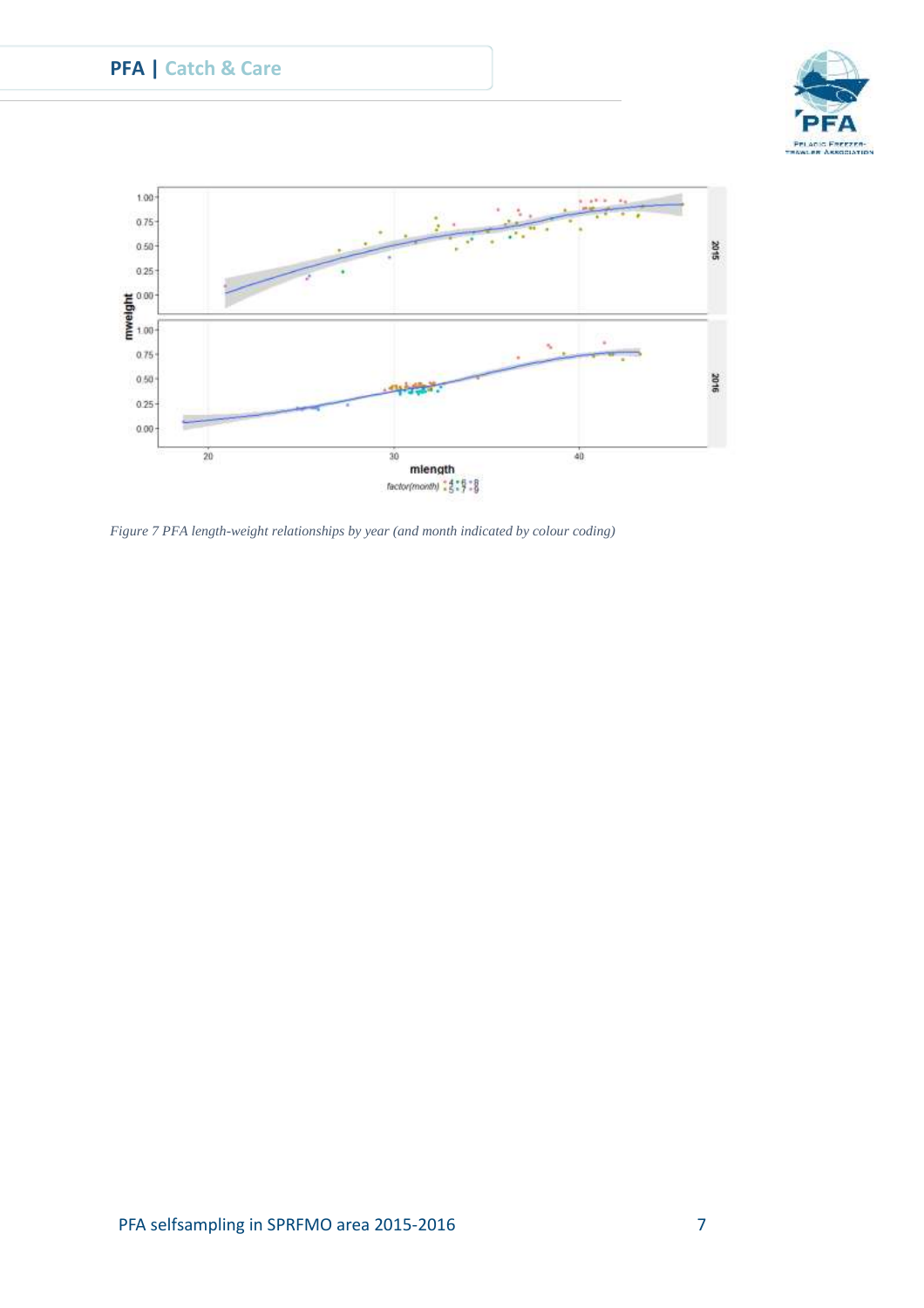Figure 7 PFA length-weight relationships by year (and month indicated by colour coding)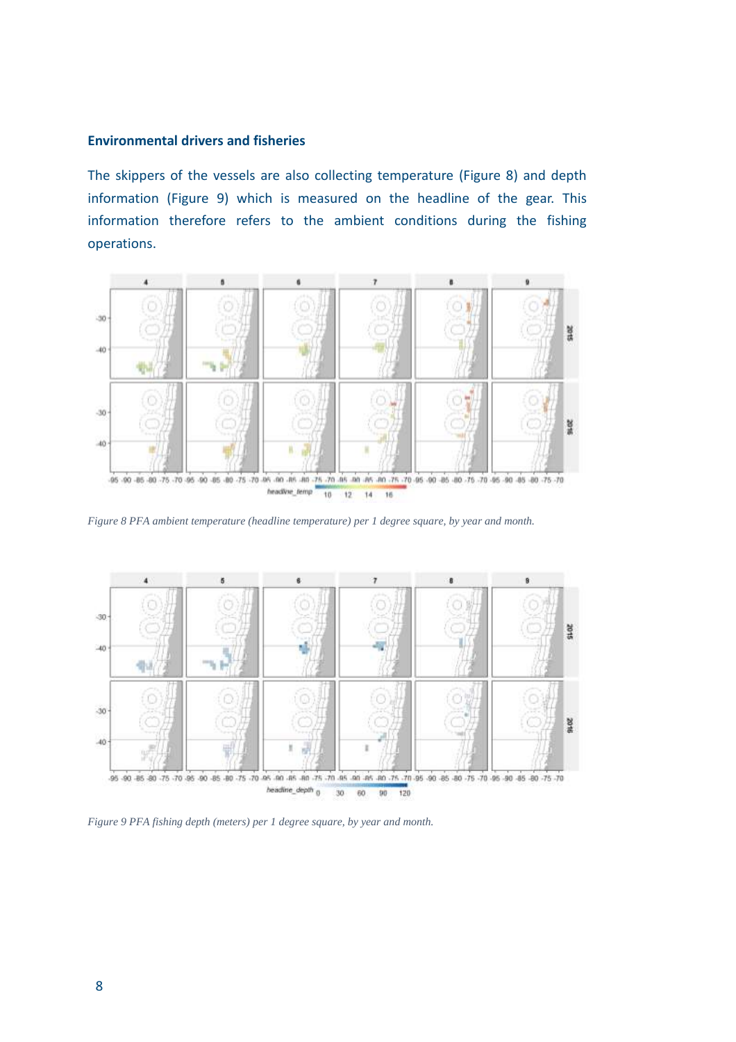### Environmental drivers and fisheries

The skippers of the vessels are also collecting temperature (Figure 8) and depth information (Figure 9) which is measured on the headline of the gear. This information therefore refers to the ambient conditions during the fishing operations.

*Figure 8 PFA ambient temperature (headline temperature) per 1 degree square, by year and month.*

*Figure 9 PFA fishing depth (meters) per 1 degree square, by year and month.*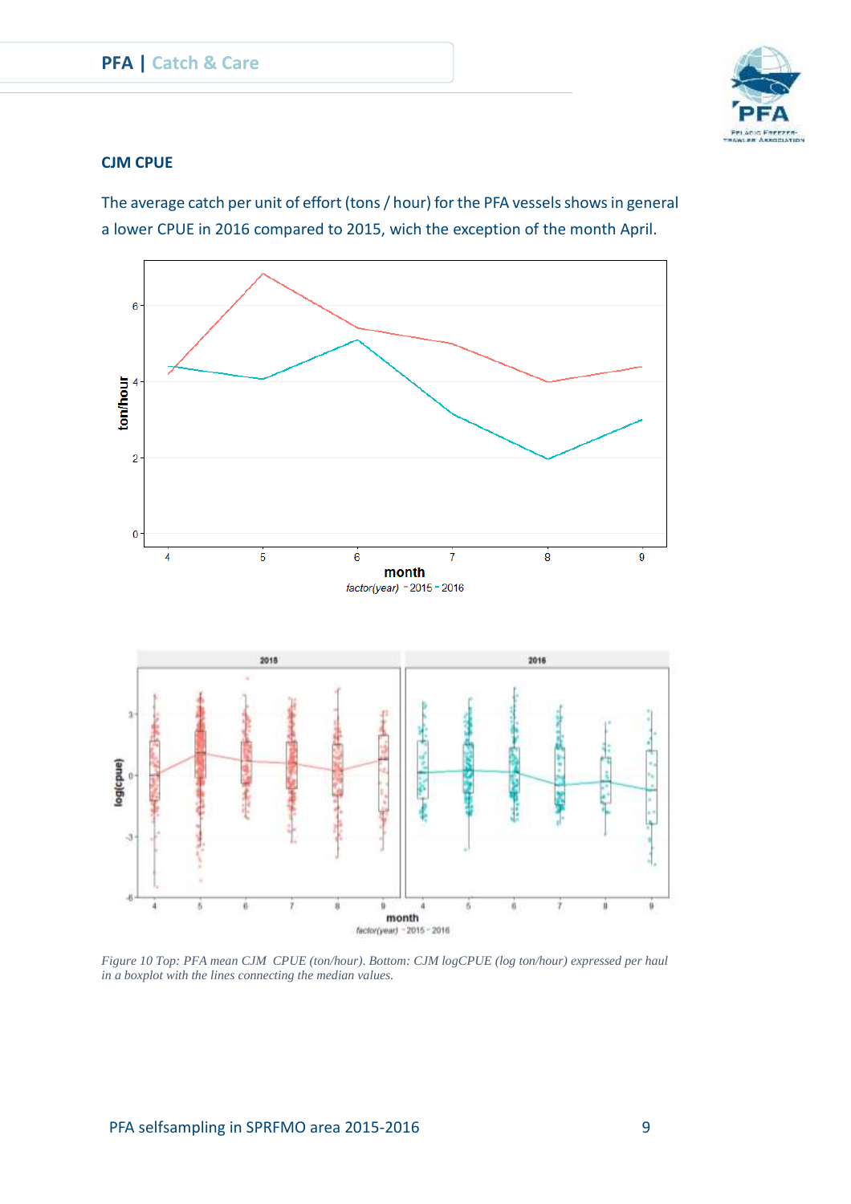## CJM CPUE

The average catch per unit of effort (tons / hour) for the PFA vessels shows in general a lower CPUE in 2016 compared to 2015, wich the exception of the month April.

*Figure 10 Top: PFA mean CJM CPUE (ton/hour). Bottom: CJM logCPUE (log ton/hour) expressed per haul in a boxplot with the lines connecting the median values.*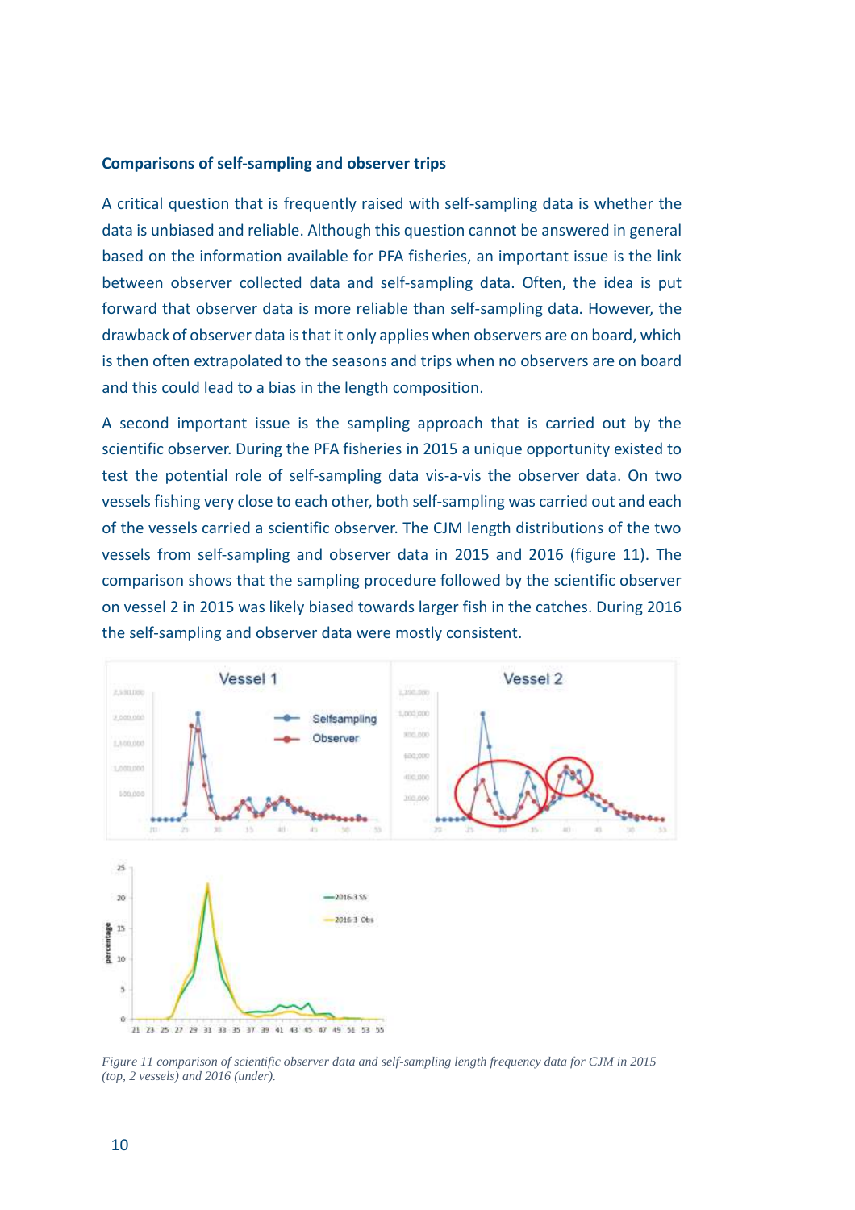### Comparisons of self-sampling and observer trips

A critical question that is frequently raised with self-sampling data is whether the data is unbiased and reliable. Although this question cannot be answered in general based on the information available for PFA fisheries, an important issue is the link between observer collected data and self-sampling data. Often, the idea is put forward that observer data is more reliable than self-sampling data. However, the drawback of observer data is that it only applies when observers are on board, which is then often extrapolated to the seasons and trips when no observers are on board and this could lead to a bias in the length composition.

A second important issue is the sampling approach that is carried out by the scientific observer. During the PFA fisheries in 2015 a unique opportunity existed to test the potential role of self-sampling data vis-a-vis the observer data. On two vessels fishing very close to each other, both self-sampling was carried out and each of the vessels carried a scientific observer. The CJM length distributions of the two vessels from self-sampling and observer data in 2015 and 2016 (figure 11). The comparison shows that the sampling procedure followed by the scientific observer on vessel 2 in 2015 was likely biased towards larger fish in the catches. During 2016 the self-sampling and observer data were mostly consistent.

*Figure 11 comparison of scientific observer data and self-sampling length frequency data for CJM in 2015 (top, 2 vessels) and 2016 (under).*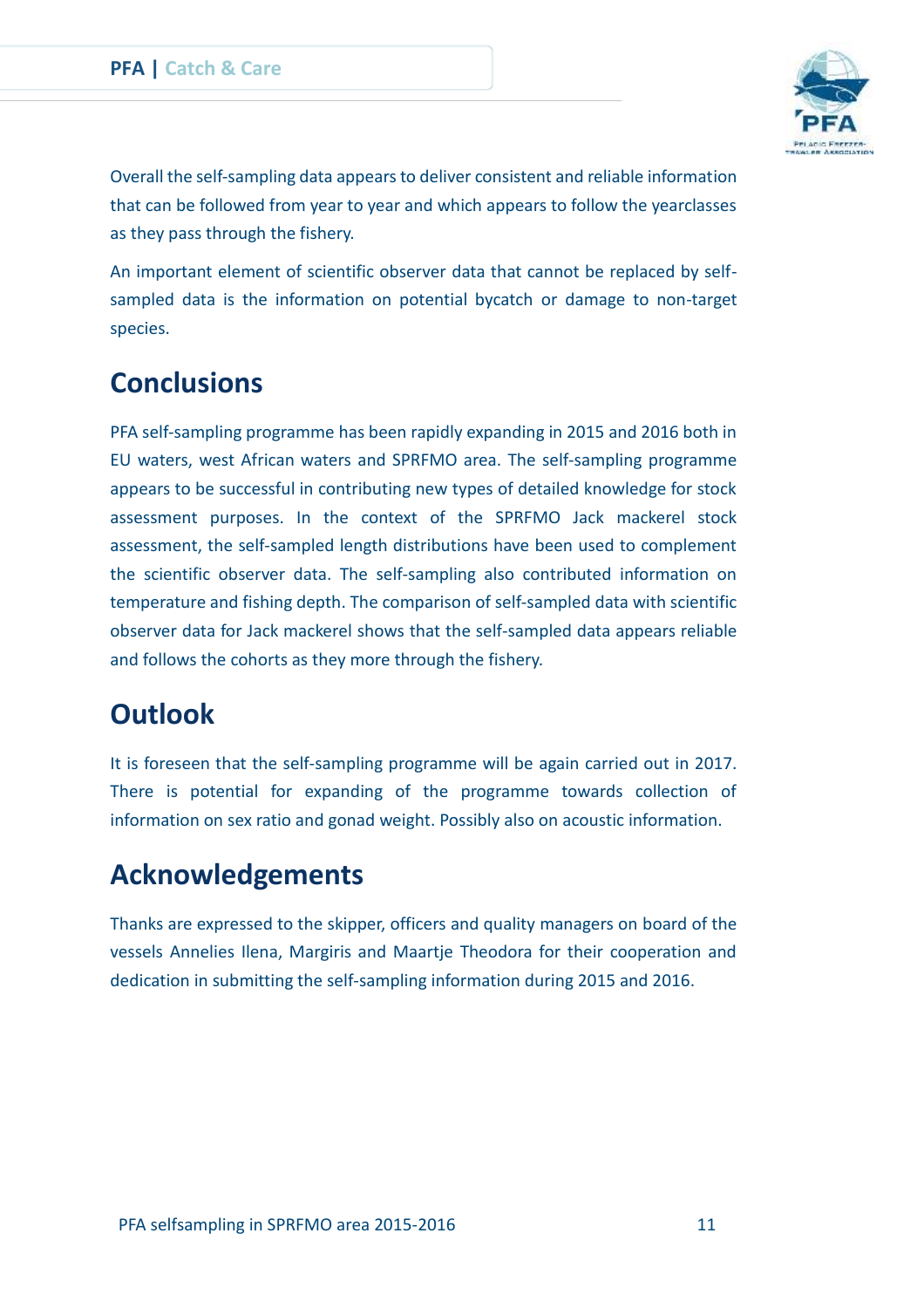Overall the self-sampling data appears to deliver consistent and reliable information that can be followed from year to year and which appears to follow the yearclasses as they pass through the fishery.

An important element of scientific observer data that cannot be replaced by self-sampled data is the information on potential bycatch or damage to non-target species.

## Conclusions

PFA self-sampling programme has been rapidly expanding in 2015 and 2016 both in EU waters, west African waters and SPRFMO area. The self-sampling programme appears to be successful in contributing new types of detailed knowledge for stock assessment purposes. In the context of the SPRFMO Jack mackerel stock assessment, the self-sampled length distributions have been used to complement the scientific observer data. The self-sampling also contributed information on temperature and fishing depth. The comparison of self-sampled data with scientific observer data for Jack mackerel shows that the self-sampled data appears reliable and follows the cohorts as they more through the fishery.

## Outlook

It is foreseen that the self-sampling programme will be again carried out in 2017. There is potential for expanding of the programme towards collection of information on sex ratio and gonad weight. Possibly also on acoustic information.

## Acknowledgements

Thanks are expressed to the skipper, officers and quality managers on board of the vessels Annelies Ilena, Margiris and Maartje Theodora for their cooperation and dedication in submitting the self-sampling information during 2015 and 2016.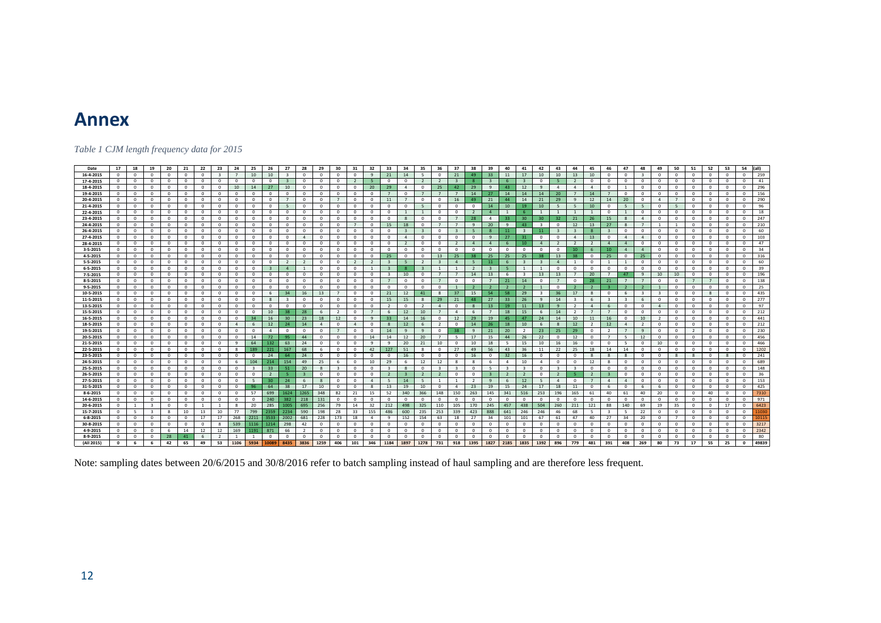# Annex

*Table 1 CJM length frequency data for 2015*

| Date | 17 | 18 | 19 | 20 | 21 | 22 | 23 | 24 | 25 | 26 | 27 | 28 | 29 | 30 | 31 | 32 | 33 | 34 | 35 | 36 | 37 | 38 | 39 | 40 | 41 | 42 | 43 | 44 | 45 | 46 | 47 | 48 | 49 | 50 | 51 | 52 | 53 | 54 | (all) |
|---|---|---|---|---|---|---|---|---|---|---|---|---|---|---|---|---|---|---|---|---|---|---|---|---|---|---|---|---|---|---|---|---|---|---|---|---|---|---|---|
| 16-4-2015 | 0 | 0 | 0 | 0 | 0 | 0 | 3 | 7 | 10 | 10 | 3 | 0 | 0 | 0 | 0 | 9 | 21 | 14 | 5 | 0 | 21 | 49 | 33 | 11 | 17 | 10 | 10 | 13 | 10 | 0 | 0 | 3 | 0 | 0 | 0 | 0 | 0 | 0 | 259 |
| 17-4-2015 | 0 | 0 | 0 | 0 | 0 | 0 | 0 | 0 | 0 | 0 | 3 | 0 | 0 | 0 | 2 | 5 | 0 | 0 | 2 | 2 | 3 | 8 | 3 | 6 | 3 | 0 | 5 | 2 | 0 | 0 | 0 | 0 | 0 | 0 | 0 | 0 | 0 | 0 | 41 |
| 18-4-2015 | 0 | 0 | 0 | 0 | 0 | 0 | 0 | 10 | 14 | 27 | 10 | 0 | 0 | 0 | 0 | 20 | 29 | 4 | 0 | 25 | 42 | 29 | 9 | 43 | 12 | 9 | 4 | 4 | 4 | 0 | 1 | 0 | 0 | 0 | 0 | 0 | 0 | 0 | 296 |
| 19-4-2015 | 0 | 0 | 0 | 0 | 0 | 0 | 0 | 0 | 0 | 0 | 0 | 0 | 0 | 0 | 0 | 0 | 7 | 0 | 7 | 7 | 7 | 14 | 27 | 14 | 14 | 14 | 20 | 7 | 14 | 7 | 0 | 0 | 0 | 0 | 0 | 0 | 0 | 0 | 156 |
| 20-4-2015 | 0 | 0 | 0 | 0 | 0 | 0 | 0 | 0 | 0 | 0 | 7 | 0 | 0 | 7 | 0 | 0 | 11 | 7 | 0 | 0 | 16 | 49 | 21 | 44 | 14 | 21 | 29 | 9 | 12 | 14 | 20 | 0 | 4 | 7 | 0 | 0 | 0 | 0 | 290 |
| 21-4-2015 | 0 | 0 | 0 | 0 | 0 | 0 | 0 | 0 | 0 | 0 | 5 | 0 | 0 | 0 | 0 | 0 | 0 | 0 | 5 | 0 | 0 | 0 | 14 | 10 | 19 | 10 | 5 | 5 | 10 | 0 | 5 | 5 | 0 | 5 | 0 | 0 | 0 | 0 | 96 |
| 22-4-2015 | 0 | 0 | 0 | 0 | 0 | 0 | 0 | 0 | 0 | 0 | 0 | 0 | 0 | 0 | 0 | 0 | 0 | 1 | 1 | 0 | 0 | 2 | 4 | 1 | 6 | 1 | 1 | 1 | 1 | 0 | 1 | 0 | 0 | 0 | 0 | 0 | 0 | 0 | 18 |
| 23-4-2015 | 0 | 0 | 0 | 0 | 0 | 0 | 0 | 0 | 0 | 0 | 0 | 0 | 0 | 0 | 0 | 0 | 0 | 8 | 0 | 0 | 7 | 28 | 4 | 33 | 30 | 30 | 32 | 21 | 26 | 15 | 8 | 4 | 0 | 0 | 0 | 0 | 0 | 0 | 247 |
| 24-4-2015 | 0 | 0 | 0 | 0 | 0 | 0 | 0 | 0 | 0 | 0 | 0 | 0 | 0 | 0 | 7 | 0 | 15 | 18 | 0 | 7 | 7 | 9 | 20 | 9 | 43 | 3 | 0 | 12 | 13 | 27 | 8 | 7 | 1 | 1 | 0 | 0 | 0 | 0 | 210 |
| 26-4-2015 | 0 | 0 | 0 | 0 | 0 | 0 | 0 | 0 | 0 | 0 | 0 | 0 | 0 | 0 | 0 | 0 | 0 | 3 | 3 | 0 | 3 | 5 | 8 | 11 | 3 | 11 | 3 | 3 | 8 | 3 | 0 | 0 | 0 | 0 | 0 | 0 | 0 | 0 | 60 |
| 27-4-2015 | 0 | 0 | 0 | 0 | 0 | 0 | 0 | 0 | 0 | 0 | 0 | 4 | 0 | 0 | 0 | 0 | 0 | 4 | 0 | 0 | 0 | 0 | 9 | 27 | 31 | 0 | 0 | 4 | 13 | 0 | 4 | 4 | 0 | 0 | 0 | 0 | 0 | 0 | 103 |
| 28-4-2015 | 0 | 0 | 0 | 0 | 0 | 0 | 0 | 0 | 0 | 0 | 0 | 0 | 0 | 0 | 0 | 0 | 0 | 2 | 0 | 0 | 2 | 4 | 4 | 6 | 10 | 4 | 2 | 2 | 2 | 4 | 4 | 0 | 0 | 0 | 0 | 0 | 0 | 0 | 47 |
| 3-5-2015 | 0 | 0 | 0 | 0 | 0 | 0 | 0 | 0 | 0 | 0 | 0 | 0 | 0 | 0 | 0 | 0 | 0 | 0 | 0 | 0 | 0 | 0 | 0 | 0 | 0 | 0 | 0 | 10 | 6 | 10 | 4 | 4 | 0 | 0 | 0 | 0 | 0 | 0 | 34 |
| 4-5-2015 | 0 | 0 | 0 | 0 | 0 | 0 | 0 | 0 | 0 | 0 | 0 | 0 | 0 | 0 | 0 | 0 | 25 | 0 | 0 | 13 | 25 | 38 | 25 | 25 | 25 | 38 | 13 | 38 | 0 | 25 | 0 | 25 | 0 | 0 | 0 | 0 | 0 | 0 | 316 |
| 5-5-2015 | 0 | 0 | 0 | 0 | 0 | 0 | 0 | 0 | 0 | 0 | 2 | 2 | 0 | 0 | 2 | 2 | 3 | 5 | 2 | 3 | 4 | 5 | 11 | 6 | 3 | 3 | 4 | 1 | 0 | 1 | 1 | 0 | 0 | 0 | 0 | 0 | 0 | 0 | 60 |
| 6-5-2015 | 0 | 0 | 0 | 0 | 0 | 0 | 0 | 0 | 0 | 3 | 4 | 1 | 0 | 0 | 0 | 1 | 3 | 8 | 3 | 1 | 1 | 2 | 3 | 5 | 1 | 1 | 0 | 0 | 0 | 0 | 0 | 0 | 0 | 0 | 0 | 0 | 0 | 0 | 39 |
| 7-5-2015 | 0 | 0 | 0 | 0 | 0 | 0 | 0 | 0 | 0 | 0 | 0 | 0 | 0 | 0 | 0 | 0 | 3 | 10 | 0 | 7 | 7 | 14 | 13 | 6 | 3 | 13 | 13 | 7 | 20 | 7 | 47 | 9 | 10 | 10 | 0 | 0 | 0 | 0 | 196 |
| 8-5-2015 | 0 | 0 | 0 | 0 | 0 | 0 | 0 | 0 | 0 | 0 | 0 | 0 | 0 | 0 | 0 | 0 | 7 | 0 | 0 | 7 | 0 | 0 | 7 | 21 | 14 | 0 | 7 | 0 | 28 | 21 | 7 | 7 | 0 | 0 | 7 | 7 | 0 | 0 | 138 |
| 9-5-2015 | 0 | 0 | 0 | 0 | 0 | 0 | 0 | 0 | 0 | 0 | 0 | 0 | 0 | 0 | 0 | 0 | 0 | 0 | 0 | 0 | 1 | 2 | 2 | 2 | 2 | 1 | 0 | 2 | 2 | 3 | 2 | 2 | 1 | 0 | 0 | 0 | 0 | 0 | 25 |
| 10-5-2015 | 0 | 0 | 0 | 0 | 0 | 0 | 0 | 0 | 0 | 6 | 34 | 16 | 13 | 7 | 0 | 0 | 21 | 12 | 41 | 8 | 37 | 15 | 54 | 58 | 29 | 3 | 36 | 17 | 8 | 0 | 6 | 3 | 3 | 0 | 0 | 8 | 0 | 0 | 435 |
| 11-5-2015 | 0 | 0 | 0 | 0 | 0 | 0 | 0 | 0 | 8 | 3 | 0 | 0 | 0 | 0 | 0 | 0 | 15 | 15 | 8 | 29 | 21 | 48 | 27 | 33 | 26 | 9 | 14 | 3 | 6 | 3 | 3 | 6 | 0 | 0 | 0 | 0 | 0 | 0 | 277 |
| 13-5-2015 | 0 | 0 | 0 | 0 | 0 | 0 | 0 | 0 | 0 | 0 | 0 | 0 | 0 | 0 | 0 | 0 | 2 | 0 | 2 | 4 | 0 | 8 | 13 | 19 | 11 | 13 | 9 | 2 | 4 | 6 | 0 | 0 | 4 | 0 | 0 | 0 | 0 | 0 | 97 |
| 15-5-2015 | 0 | 0 | 0 | 0 | 0 | 0 | 0 | 0 | 0 | 10 | 38 | 28 | 6 | 2 | 0 | 7 | 6 | 12 | 10 | 7 | 4 | 6 | 7 | 18 | 15 | 6 | 14 | 2 | 7 | 7 | 0 | 0 | 0 | 0 | 0 | 0 | 0 | 0 | 212 |
| 16-5-2015 | 0 | 0 | 0 | 0 | 0 | 0 | 0 | 0 | 34 | 16 | 30 | 23 | 18 | 12 | 0 | 9 | 33 | 14 | 16 | 0 | 12 | 29 | 19 | 45 | 47 | 24 | 14 | 10 | 11 | 16 | 0 | 10 | 2 | 0 | 0 | 0 | 0 | 0 | 441 |
| 18-5-2015 | 0 | 0 | 0 | 0 | 0 | 0 | 0 | 4 | 6 | 12 | 24 | 14 | 4 | 0 | 4 | 0 | 8 | 12 | 6 | 2 | 0 | 14 | 26 | 18 | 10 | 6 | 8 | 12 | 2 | 12 | 4 | 2 | 0 | 0 | 0 | 0 | 0 | 0 | 212 |
| 19-5-2015 | 0 | 0 | 0 | 0 | 0 | 0 | 0 | 0 | 0 | 4 | 0 | 0 | 0 | 7 | 0 | 0 | 14 | 9 | 9 | 0 | 38 | 9 | 21 | 20 | 2 | 23 | 25 | 29 | 0 | 2 | 7 | 9 | 0 | 0 | 2 | 0 | 0 | 0 | 230 |
| 20-5-2015 | 0 | 0 | 0 | 0 | 0 | 0 | 0 | 0 | 14 | 72 | 95 | 44 | 0 | 0 | 0 | 14 | 14 | 12 | 20 | 7 | 5 | 17 | 15 | 44 | 26 | 22 | 0 | 12 | 0 | 7 | 5 | 12 | 0 | 0 | 0 | 0 | 0 | 0 | 456 |
| 21-5-2015 | 0 | 0 | 0 | 0 | 0 | 0 | 0 | 9 | 64 | 132 | 63 | 24 | 0 | 0 | 0 | 9 | 9 | 20 | 21 | 10 | 0 | 10 | 18 | 5 | 15 | 10 | 16 | 16 | 0 | 0 | 5 | 0 | 10 | 0 | 0 | 0 | 0 | 0 | 466 |
| 22-5-2015 | 0 | 0 | 0 | 0 | 0 | 0 | 0 | 8 | 189 | 221 | 167 | 68 | 6 | 0 | 0 | 42 | 127 | 51 | 8 | 0 | 27 | 49 | 56 | 43 | 36 | 11 | 22 | 25 | 18 | 14 | 14 | 0 | 0 | 0 | 0 | 0 | 0 | 0 | 1202 |
| 23-5-2015 | 0 | 0 | 0 | 0 | 0 | 0 | 0 | 0 | 0 | 24 | 64 | 24 | 0 | 0 | 0 | 0 | 0 | 16 | 0 | 0 | 0 | 16 | 0 | 32 | 16 | 0 | 0 | 0 | 8 | 8 | 8 | 0 | 0 | 8 | 8 | 0 | 8 | 0 | 241 |
| 24-5-2015 | 0 | 0 | 0 | 0 | 0 | 0 | 0 | 6 | 104 | 214 | 154 | 49 | 25 | 6 | 0 | 10 | 29 | 6 | 12 | 12 | 8 | 8 | 6 | 4 | 10 | 4 | 0 | 0 | 12 | 8 | 0 | 0 | 0 | 0 | 0 | 0 | 0 | 0 | 689 |
| 25-5-2015 | 0 | 0 | 0 | 0 | 0 | 0 | 0 | 0 | 3 | 33 | 51 | 20 | 8 | 3 | 0 | 0 | 3 | 8 | 0 | 3 | 3 | 0 | 5 | 3 | 3 | 0 | 3 | 3 | 0 | 0 | 0 | 0 | 0 | 0 | 0 | 0 | 0 | 0 | 148 |
| 26-5-2015 | 0 | 0 | 0 | 0 | 0 | 0 | 0 | 0 | 0 | 2 | 5 | 3 | 0 | 0 | 0 | 0 | 2 | 3 | 2 | 2 | 0 | 0 | 3 | 2 | 2 | 0 | 2 | 5 | 2 | 3 | 0 | 0 | 0 | 0 | 0 | 0 | 0 | 0 | 36 |
| 27-5-2015 | 0 | 0 | 0 | 0 | 0 | 0 | 0 | 0 | 5 | 30 | 24 | 6 | 8 | 0 | 0 | 4 | 5 | 14 | 5 | 1 | 1 | 2 | 9 | 6 | 12 | 5 | 4 | 0 | 7 | 4 | 4 | 0 | 0 | 0 | 0 | 0 | 0 | 0 | 153 |
| 31-5-2015 | 0 | 0 | 0 | 0 | 0 | 0 | 0 | 0 | 96 | 64 | 38 | 17 | 10 | 0 | 0 | 8 | 13 | 19 | 10 | 0 | 4 | 23 | 19 | 15 | 24 | 17 | 18 | 11 | 0 | 6 | 0 | 6 | 6 | 0 | 0 | 0 | 0 | 0 | 425 |
| 8-6-2015 | 0 | 0 | 0 | 0 | 0 | 0 | 0 | 0 | 57 | 699 | 1624 | 1265 | 348 | 82 | 21 | 15 | 52 | 340 | 366 | 148 | 150 | 263 | 145 | 341 | 516 | 253 | 196 | 165 | 61 | 40 | 61 | 40 | 20 | 0 | 0 | 40 | 0 | 0 | 7310 |
| 14-6-2015 | 0 | 0 | 0 | 0 | 0 | 0 | 0 | 0 | 0 | 240 | 382 | 218 | 131 | 0 | 0 | 0 | 0 | 0 | 0 | 0 | 0 | 0 | 0 | 0 | 0 | 0 | 0 | 0 | 0 | 0 | 0 | 0 | 0 | 0 | 0 | 0 | 0 | 0 | 971 |
| 20-6-2015 | 0 | 1 | 3 | 0 | 0 | 1 | 1 | 8 | 20 | 285 | 1005 | 695 | 256 | 79 | 14 | 32 | 212 | 498 | 325 | 110 | 105 | 170 | 245 | 457 | 438 | 504 | 260 | 211 | 121 | 88 | 140 | 69 | 19 | 35 | 0 | 0 | 17 | 0 | 6423 |
| 15-7-2015 | 0 | 5 | 3 | 8 | 10 | 13 | 10 | 77 | 799 | 2359 | 2234 | 590 | 198 | 28 | 33 | 155 | 486 | 600 | 235 | 253 | 339 | 423 | 888 | 641 | 246 | 246 | 46 | 68 | 5 | 3 | 5 | 22 | 0 | 0 | 0 | 0 | 0 | 0 | 11030 |
| 6-8-2015 | 0 | 0 | 0 | 0 | 0 | 17 | 17 | 268 | 2211 | 3533 | 2002 | 681 | 228 | 173 | 18 | 4 | 9 | 152 | 154 | 63 | 18 | 27 | 34 | 101 | 101 | 67 | 61 | 47 | 40 | 27 | 34 | 20 | 0 | 7 | 0 | 0 | 0 | 0 | 10115 |
| 30-8-2015 | 0 | 0 | 0 | 0 | 0 | 0 | 8 | 539 | 1116 | 1214 | 298 | 42 | 0 | 0 | 0 | 0 | 0 | 0 | 0 | 0 | 0 | 0 | 0 | 0 | 0 | 0 | 0 | 0 | 0 | 0 | 0 | 0 | 0 | 0 | 0 | 0 | 0 | 0 | 3217 |
| 4-9-2015 | 0 | 0 | 0 | 6 | 14 | 12 | 12 | 169 | 1191 | 871 | 66 | 2 | 0 | 0 | 0 | 0 | 0 | 0 | 0 | 0 | 0 | 0 | 0 | 0 | 0 | 0 | 0 | 0 | 0 | 0 | 0 | 0 | 0 | 0 | 0 | 0 | 0 | 0 | 2342 |
| 8-9-2015 | 0 | 0 | 0 | 28 | 41 | 6 | 2 | 1 | 1 | 0 | 0 | 0 | 0 | 0 | 0 | 0 | 0 | 0 | 0 | 0 | 0 | 0 | 0 | 0 | 0 | 0 | 0 | 0 | 0 | 0 | 0 | 0 | 0 | 0 | 0 | 0 | 0 | 0 | 80 |
| **(All 2015)** | **0** | **6** | **6** | **42** | **65** | **49** | **53** | **1106** | **5934** | **10089** | **8435** | **3836** | **1259** | **406** | **101** | **346** | **1184** | **1897** | **1278** | **731** | **918** | **1395** | **1827** | **2185** | **1835** | **1392** | **896** | **779** | **481** | **391** | **408** | **269** | **80** | **73** | **17** | **55** | **25** | **0** | **49839** |

Note: sampling dates between 20/6/2015 and 30/8/2016 refer to batch sampling instead of haul sampling and are therefore less frequent.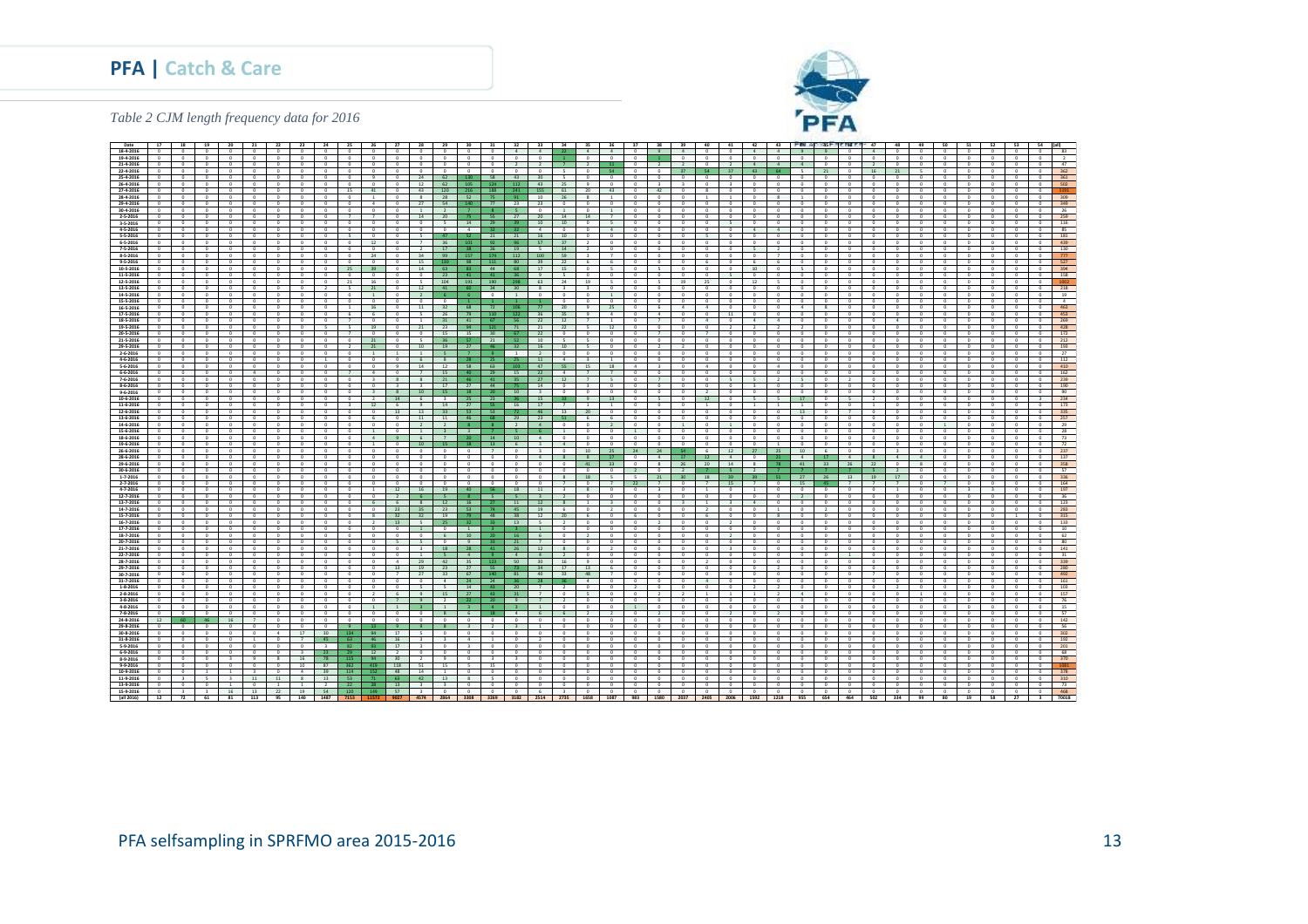*Table 2 CJM length frequency data for 2016*